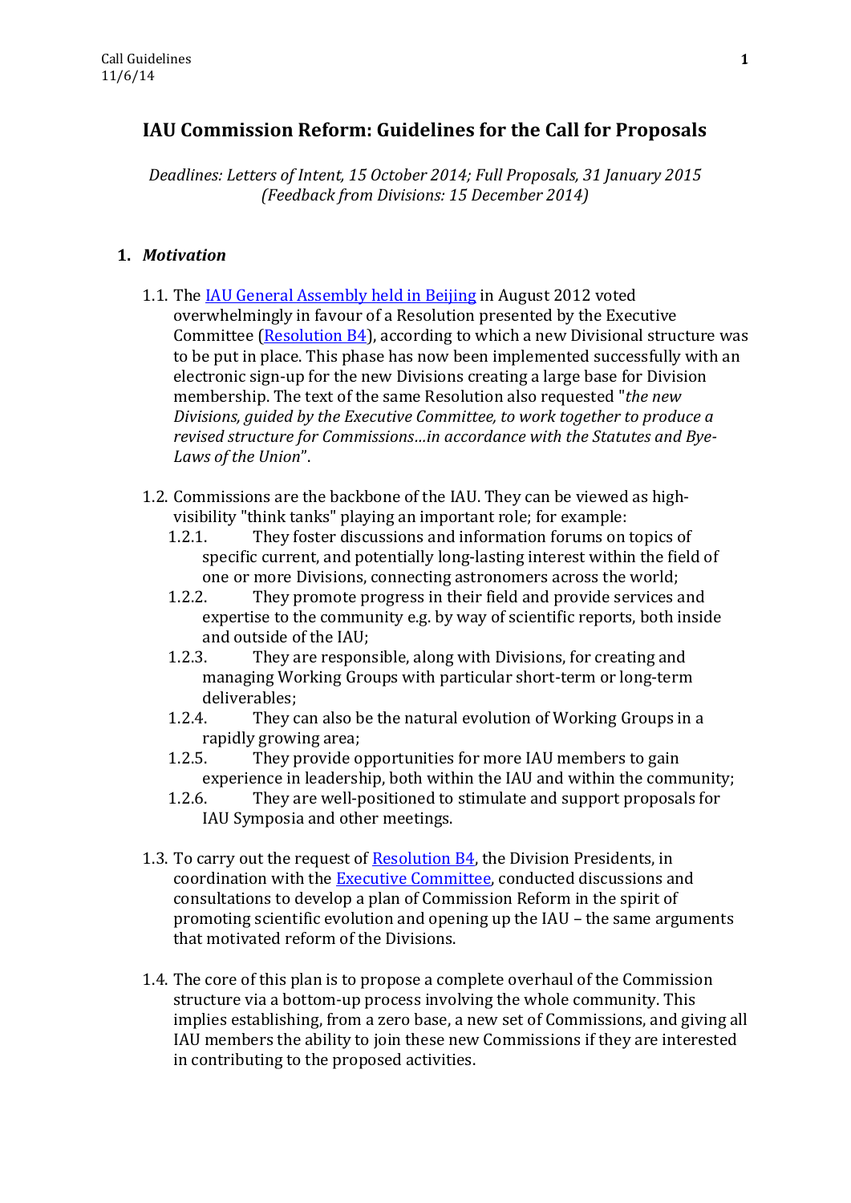# IAU Commission Reform: Guidelines for the Call for Proposals

*Deadlines: Letters of Intent, 15 October 2014; Full Proposals, 31 January 2015 (Feedback from Divisions: 15 December 2014)*

## 1. *Motivation*

1.1. The IAU General Assembly held in Beijing in August 2012 voted overwhelmingly in favour of a Resolution presented by the Executive Committee (Resolution B4), according to which a new Divisional structure was to be put in place. This phase has now been implemented successfully with an electronic sign-up for the new Divisions creating a large base for Division membership. The text of the same Resolution also requested "*the new Divisions, guided by the Executive Committee, to work together to produce a revised structure for Commissions…in accordance with the Statutes and Bye-Laws of the Union*".

1.2. Commissions are the backbone of the IAU. They can be viewed as high-visibility "think tanks" playing an important role; for example:

- 1.2.1. They foster discussions and information forums on topics of specific current, and potentially long-lasting interest within the field of one or more Divisions, connecting astronomers across the world;
- 1.2.2. They promote progress in their field and provide services and expertise to the community e.g. by way of scientific reports, both inside and outside of the IAU;
- 1.2.3. They are responsible, along with Divisions, for creating and managing Working Groups with particular short-term or long-term deliverables;
- 1.2.4. They can also be the natural evolution of Working Groups in a rapidly growing area;
- 1.2.5. They provide opportunities for more IAU members to gain experience in leadership, both within the IAU and within the community;
- 1.2.6. They are well-positioned to stimulate and support proposals for IAU Symposia and other meetings.

1.3. To carry out the request of Resolution B4, the Division Presidents, in coordination with the Executive Committee, conducted discussions and consultations to develop a plan of Commission Reform in the spirit of promoting scientific evolution and opening up the IAU – the same arguments that motivated reform of the Divisions.

1.4. The core of this plan is to propose a complete overhaul of the Commission structure via a bottom-up process involving the whole community. This implies establishing, from a zero base, a new set of Commissions, and giving all IAU members the ability to join these new Commissions if they are interested in contributing to the proposed activities.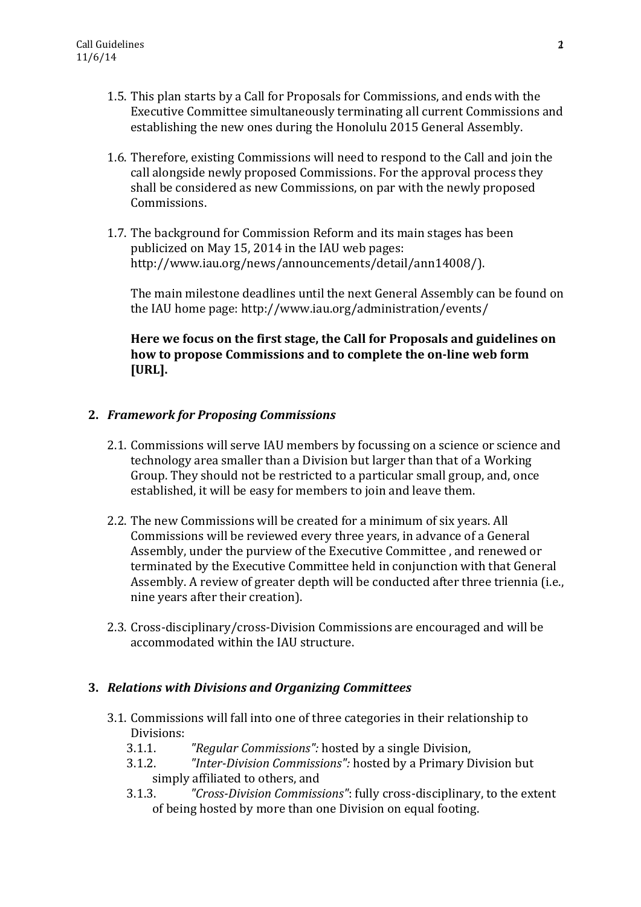1.5. This plan starts by a Call for Proposals for Commissions, and ends with the Executive Committee simultaneously terminating all current Commissions and establishing the new ones during the Honolulu 2015 General Assembly.

1.6. Therefore, existing Commissions will need to respond to the Call and join the call alongside newly proposed Commissions. For the approval process they shall be considered as new Commissions, on par with the newly proposed Commissions.

1.7. The background for Commission Reform and its main stages has been publicized on May 15, 2014 in the IAU web pages: http://www.iau.org/news/announcements/detail/ann14008/).

The main milestone deadlines until the next General Assembly can be found on the IAU home page: http://www.iau.org/administration/events/

**Here we focus on the first stage, the Call for Proposals and guidelines on how to propose Commissions and to complete the on-line web form [URL].**

## 2. *Framework for Proposing Commissions*

2.1. Commissions will serve IAU members by focussing on a science or science and technology area smaller than a Division but larger than that of a Working Group. They should not be restricted to a particular small group, and, once established, it will be easy for members to join and leave them.

2.2. The new Commissions will be created for a minimum of six years. All Commissions will be reviewed every three years, in advance of a General Assembly, under the purview of the Executive Committee , and renewed or terminated by the Executive Committee held in conjunction with that General Assembly. A review of greater depth will be conducted after three triennia (i.e., nine years after their creation).

2.3. Cross-disciplinary/cross-Division Commissions are encouraged and will be accommodated within the IAU structure.

## 3. *Relations with Divisions and Organizing Committees*

3.1. Commissions will fall into one of three categories in their relationship to Divisions:

3.1.1. *"Regular Commissions":* hosted by a single Division,

3.1.2. *"Inter-Division Commissions":* hosted by a Primary Division but simply affiliated to others, and

3.1.3. *"Cross-Division Commissions"*: fully cross-disciplinary, to the extent of being hosted by more than one Division on equal footing.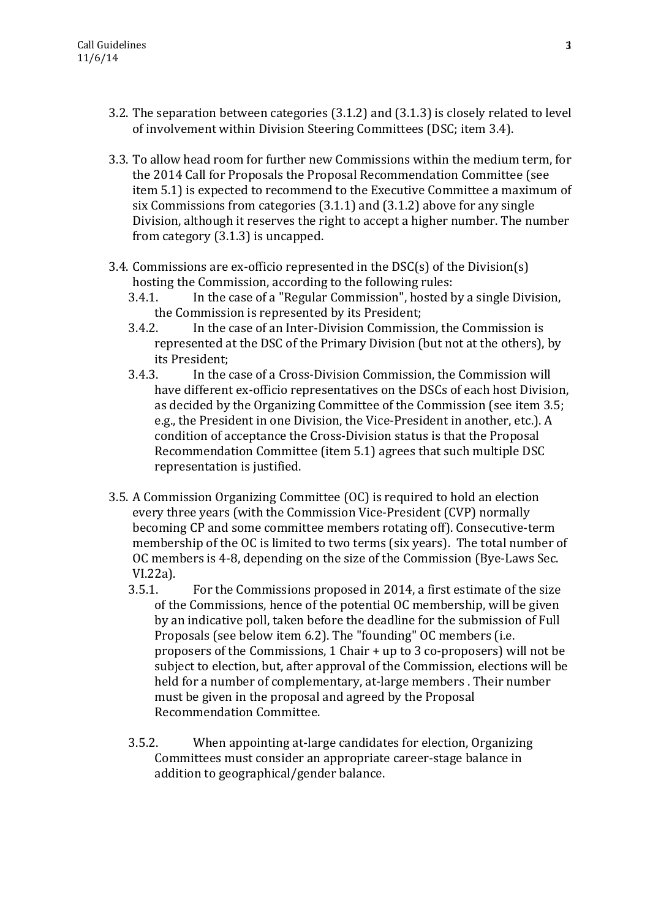3.2. The separation between categories (3.1.2) and (3.1.3) is closely related to level of involvement within Division Steering Committees (DSC; item 3.4).

3.3. To allow head room for further new Commissions within the medium term, for the 2014 Call for Proposals the Proposal Recommendation Committee (see item 5.1) is expected to recommend to the Executive Committee a maximum of six Commissions from categories (3.1.1) and (3.1.2) above for any single Division, although it reserves the right to accept a higher number. The number from category (3.1.3) is uncapped.

3.4. Commissions are ex-officio represented in the DSC(s) of the Division(s) hosting the Commission, according to the following rules:

- 3.4.1. In the case of a "Regular Commission", hosted by a single Division, the Commission is represented by its President;
- 3.4.2. In the case of an Inter-Division Commission, the Commission is represented at the DSC of the Primary Division (but not at the others), by its President;
- 3.4.3. In the case of a Cross-Division Commission, the Commission will have different ex-officio representatives on the DSCs of each host Division, as decided by the Organizing Committee of the Commission (see item 3.5; e.g., the President in one Division, the Vice-President in another, etc.). A condition of acceptance the Cross-Division status is that the Proposal Recommendation Committee (item 5.1) agrees that such multiple DSC representation is justified.

3.5. A Commission Organizing Committee (OC) is required to hold an election every three years (with the Commission Vice-President (CVP) normally becoming CP and some committee members rotating off). Consecutive-term membership of the OC is limited to two terms (six years). The total number of OC members is 4-8, depending on the size of the Commission (Bye-Laws Sec. VI.22a).

- 3.5.1. For the Commissions proposed in 2014, a first estimate of the size of the Commissions, hence of the potential OC membership, will be given by an indicative poll, taken before the deadline for the submission of Full Proposals (see below item 6.2). The "founding" OC members (i.e. proposers of the Commissions, 1 Chair + up to 3 co-proposers) will not be subject to election, but, after approval of the Commission, elections will be held for a number of complementary, at-large members . Their number must be given in the proposal and agreed by the Proposal Recommendation Committee.

- 3.5.2. When appointing at-large candidates for election, Organizing Committees must consider an appropriate career-stage balance in addition to geographical/gender balance.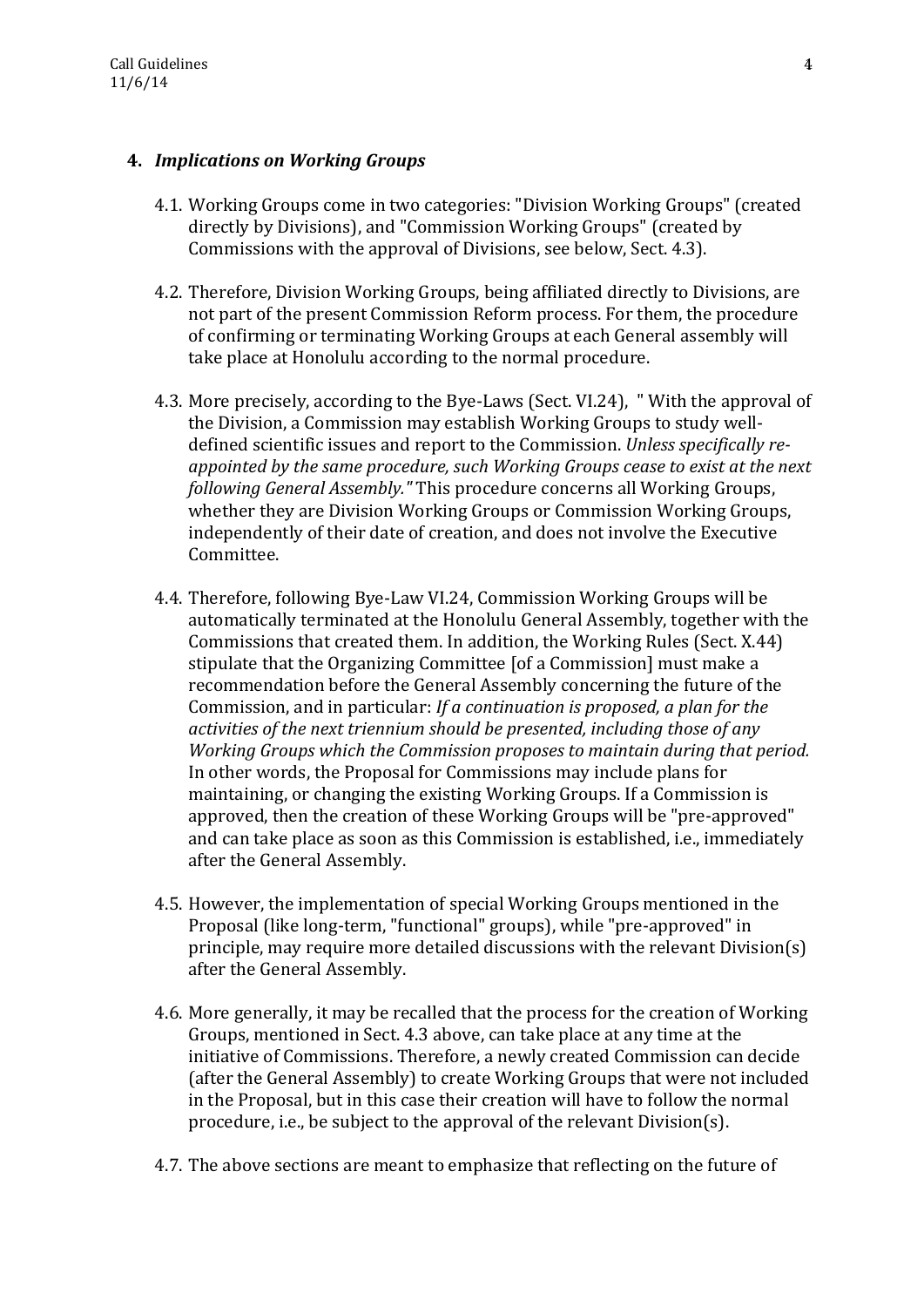**4. *Implications on Working Groups***

4.1. Working Groups come in two categories: "Division Working Groups" (created directly by Divisions), and "Commission Working Groups" (created by Commissions with the approval of Divisions, see below, Sect. 4.3).

4.2. Therefore, Division Working Groups, being affiliated directly to Divisions, are not part of the present Commission Reform process. For them, the procedure of confirming or terminating Working Groups at each General assembly will take place at Honolulu according to the normal procedure.

4.3. More precisely, according to the Bye-Laws (Sect. VI.24), " With the approval of the Division, a Commission may establish Working Groups to study well-defined scientific issues and report to the Commission. *Unless specifically re-appointed by the same procedure, such Working Groups cease to exist at the next following General Assembly."* This procedure concerns all Working Groups, whether they are Division Working Groups or Commission Working Groups, independently of their date of creation, and does not involve the Executive Committee.

4.4. Therefore, following Bye-Law VI.24, Commission Working Groups will be automatically terminated at the Honolulu General Assembly, together with the Commissions that created them. In addition, the Working Rules (Sect. X.44) stipulate that the Organizing Committee [of a Commission] must make a recommendation before the General Assembly concerning the future of the Commission, and in particular: *If a continuation is proposed, a plan for the activities of the next triennium should be presented, including those of any Working Groups which the Commission proposes to maintain during that period.* In other words, the Proposal for Commissions may include plans for maintaining, or changing the existing Working Groups. If a Commission is approved, then the creation of these Working Groups will be "pre-approved" and can take place as soon as this Commission is established, i.e., immediately after the General Assembly.

4.5. However, the implementation of special Working Groups mentioned in the Proposal (like long-term, "functional" groups), while "pre-approved" in principle, may require more detailed discussions with the relevant Division(s) after the General Assembly.

4.6. More generally, it may be recalled that the process for the creation of Working Groups, mentioned in Sect. 4.3 above, can take place at any time at the initiative of Commissions. Therefore, a newly created Commission can decide (after the General Assembly) to create Working Groups that were not included in the Proposal, but in this case their creation will have to follow the normal procedure, i.e., be subject to the approval of the relevant Division(s).

4.7. The above sections are meant to emphasize that reflecting on the future of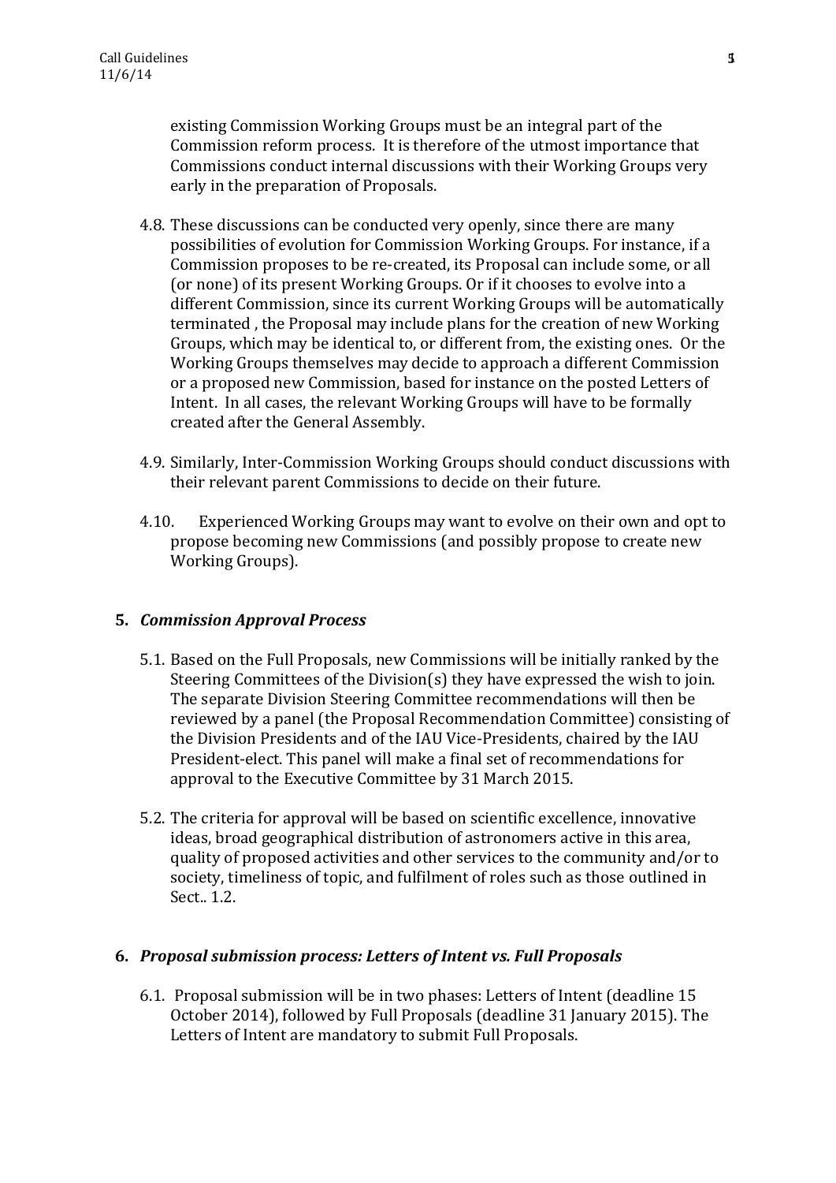existing Commission Working Groups must be an integral part of the Commission reform process. It is therefore of the utmost importance that Commissions conduct internal discussions with their Working Groups very early in the preparation of Proposals.

4.8. These discussions can be conducted very openly, since there are many possibilities of evolution for Commission Working Groups. For instance, if a Commission proposes to be re-created, its Proposal can include some, or all (or none) of its present Working Groups. Or if it chooses to evolve into a different Commission, since its current Working Groups will be automatically terminated , the Proposal may include plans for the creation of new Working Groups, which may be identical to, or different from, the existing ones. Or the Working Groups themselves may decide to approach a different Commission or a proposed new Commission, based for instance on the posted Letters of Intent. In all cases, the relevant Working Groups will have to be formally created after the General Assembly.

4.9. Similarly, Inter-Commission Working Groups should conduct discussions with their relevant parent Commissions to decide on their future.

4.10. Experienced Working Groups may want to evolve on their own and opt to propose becoming new Commissions (and possibly propose to create new Working Groups).

## 5. *Commission Approval Process*

5.1. Based on the Full Proposals, new Commissions will be initially ranked by the Steering Committees of the Division(s) they have expressed the wish to join. The separate Division Steering Committee recommendations will then be reviewed by a panel (the Proposal Recommendation Committee) consisting of the Division Presidents and of the IAU Vice-Presidents, chaired by the IAU President-elect. This panel will make a final set of recommendations for approval to the Executive Committee by 31 March 2015.

5.2. The criteria for approval will be based on scientific excellence, innovative ideas, broad geographical distribution of astronomers active in this area, quality of proposed activities and other services to the community and/or to society, timeliness of topic, and fulfilment of roles such as those outlined in Sect.. 1.2.

## 6. *Proposal submission process: Letters of Intent vs. Full Proposals*

6.1. Proposal submission will be in two phases: Letters of Intent (deadline 15 October 2014), followed by Full Proposals (deadline 31 January 2015). The Letters of Intent are mandatory to submit Full Proposals.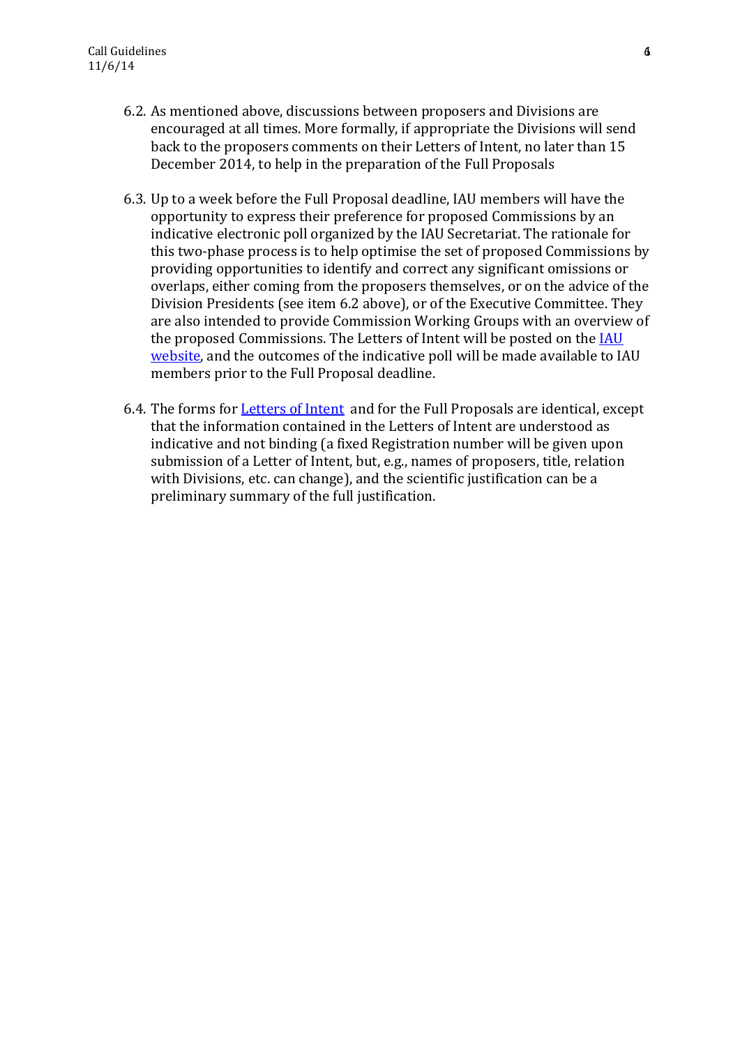6.2. As mentioned above, discussions between proposers and Divisions are encouraged at all times. More formally, if appropriate the Divisions will send back to the proposers comments on their Letters of Intent, no later than 15 December 2014, to help in the preparation of the Full Proposals

6.3. Up to a week before the Full Proposal deadline, IAU members will have the opportunity to express their preference for proposed Commissions by an indicative electronic poll organized by the IAU Secretariat. The rationale for this two-phase process is to help optimise the set of proposed Commissions by providing opportunities to identify and correct any significant omissions or overlaps, either coming from the proposers themselves, or on the advice of the Division Presidents (see item 6.2 above), or of the Executive Committee. They are also intended to provide Commission Working Groups with an overview of the proposed Commissions. The Letters of Intent will be posted on the IAU website, and the outcomes of the indicative poll will be made available to IAU members prior to the Full Proposal deadline.

6.4. The forms for Letters of Intent and for the Full Proposals are identical, except that the information contained in the Letters of Intent are understood as indicative and not binding (a fixed Registration number will be given upon submission of a Letter of Intent, but, e.g., names of proposers, title, relation with Divisions, etc. can change), and the scientific justification can be a preliminary summary of the full justification.